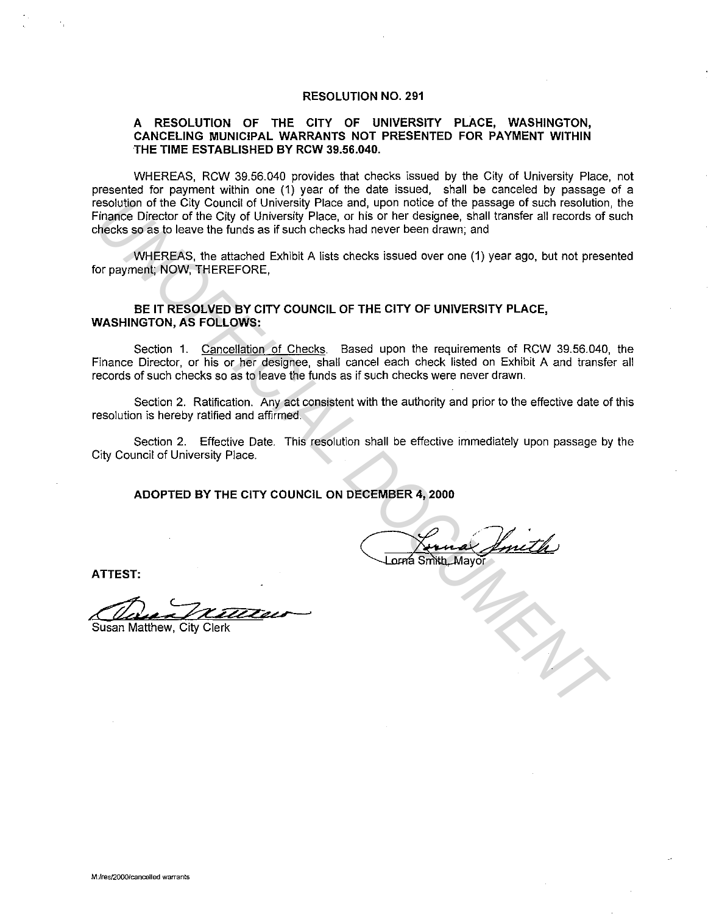# RESOLUTION NO. 291

## A RESOLUTION OF THE CITY OF UNIVERSITY PLACE, WASHINGTON, CANCELING MUNICIPAL WARRANTS NOT PRESENTED FOR PAYMENT WITHIN THE TIME ESTABLISHED BY RCW 39.56.040.

WHEREAS, RCW 39.56.040 provides that checks issued by the City of University Place, not presented for payment within one (1) year of the date issued, shall be canceled by passage of a resolution of the City Council of University Place and, upon notice of the passage of such resolution, the Finance Director of the City of University Place, or his or her designee, shall transfer all records of such checks so as to leave the funds as if such checks had never been drawn; and

WHEREAS, the attached Exhibit A lists checks issued over one (1) year ago, but not presented for payment; NOW, THEREFORE,

**BE IT RESOLVED BY CITY COUNCIL OF THE CITY OF UNIVERSITY PLACE, WASHINGTON, AS FOLLOWS:**

Section 1. Cancellation of Checks. Based upon the requirements of RCW 39.56.040, the Finance Director, or his or her designee, shall cancel each check listed on Exhibit A and transfer all records of such checks so as to leave the funds as if such checks were never drawn.

Section 2. Ratification. Any act consistent with the authority and prior to the effective date of this resolution is hereby ratified and affirmed.

Section 2. Effective Date. This resolution shall be effective immediately upon passage by the City Council of University Place.

**ADOPTED BY THE CITY COUNCIL ON DECEMBER 4, 2000**

Lorna Smith, Mayor

**ATTEST:**

Susan Matthew, City Clerk

M:/res/2000/cancelled warrants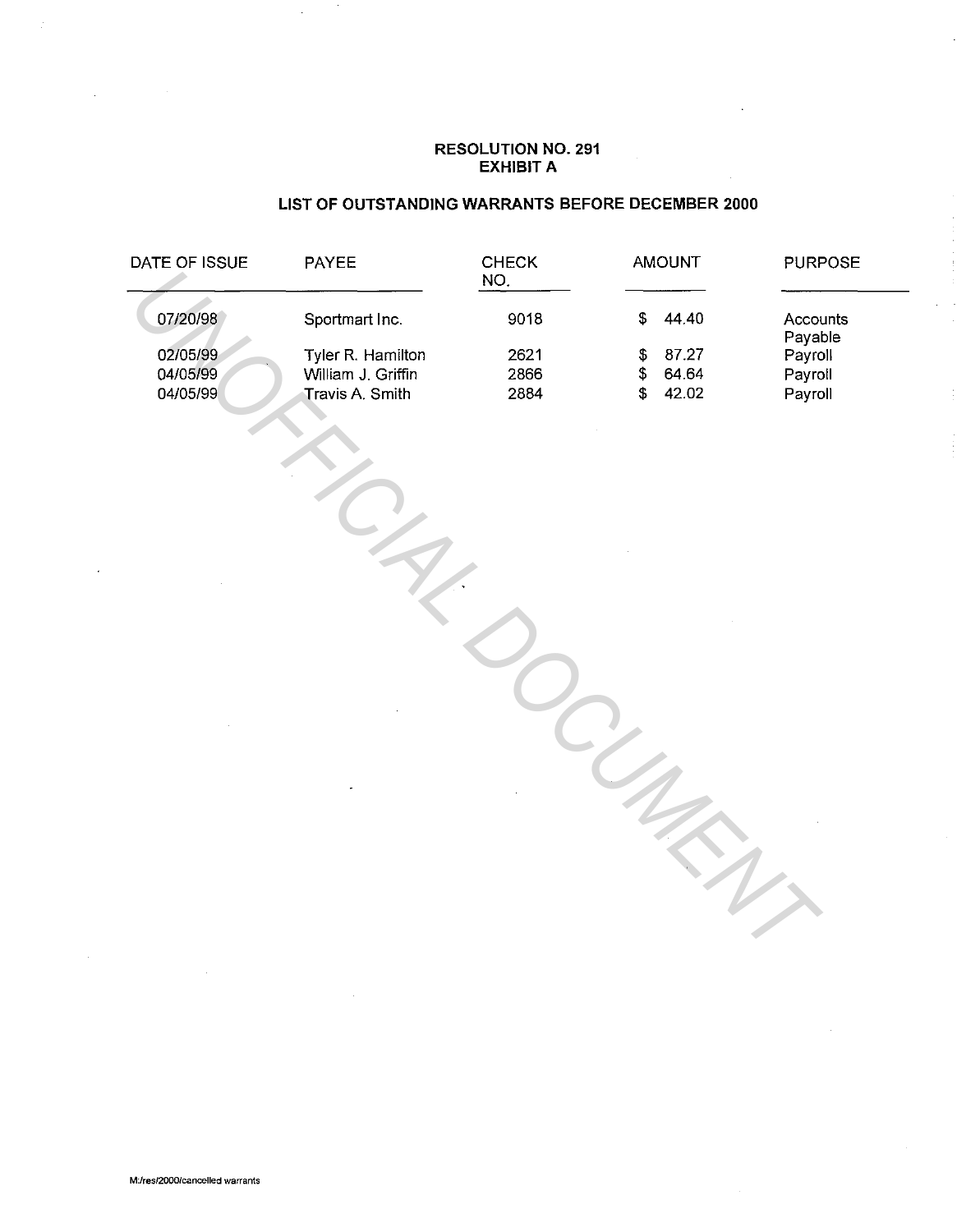**RESOLUTION NO. 291**
**EXHIBIT A**

**LIST OF OUTSTANDING WARRANTS BEFORE DECEMBER 2000**

| DATE OF ISSUE | PAYEE | CHECK NO. | AMOUNT | PURPOSE |
|---|---|---|---|---|
| 07/20/98 | Sportmart Inc. | 9018 | $ 44.40 | Accounts Payable |
| 02/05/99 | Tyler R. Hamilton | 2621 | $ 87.27 | Payroll |
| 04/05/99 | William J. Griffin | 2866 | $ 64.64 | Payroll |
| 04/05/99 | Travis A. Smith | 2884 | $ 42.02 | Payroll |

UNOFFICIAL DOCUMENT

M:/res/2000/cancelled warrants